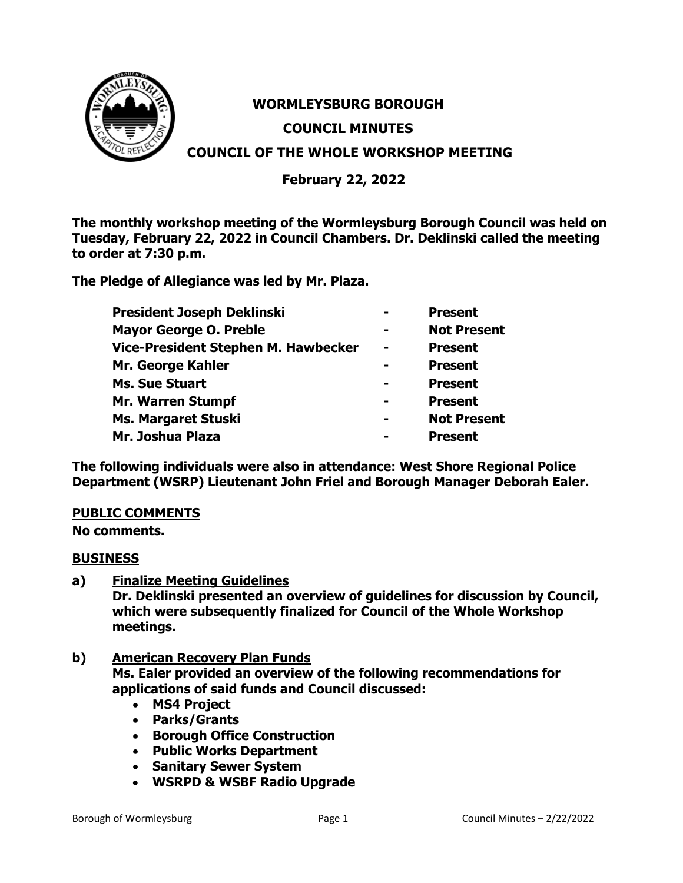# WORMLEYSBURG BOROUGH

## COUNCIL MINUTES

## COUNCIL OF THE WHOLE WORKSHOP MEETING

**February 22, 2022**

**The monthly workshop meeting of the Wormleysburg Borough Council was held on Tuesday, February 22, 2022 in Council Chambers. Dr. Deklinski called the meeting to order at 7:30 p.m.**

**The Pledge of Allegiance was led by Mr. Plaza.**

| | | |
|---|---|---|
| **President Joseph Deklinski** | **-** | **Present** |
| **Mayor George O. Preble** | **-** | **Not Present** |
| **Vice-President Stephen M. Hawbecker** | **-** | **Present** |
| **Mr. George Kahler** | **-** | **Present** |
| **Ms. Sue Stuart** | **-** | **Present** |
| **Mr. Warren Stumpf** | **-** | **Present** |
| **Ms. Margaret Stuski** | **-** | **Not Present** |
| **Mr. Joshua Plaza** | **-** | **Present** |

**The following individuals were also in attendance: West Shore Regional Police Department (WSRP) Lieutenant John Friel and Borough Manager Deborah Ealer.**

### PUBLIC COMMENTS

**No comments.**

### BUSINESS

**a) Finalize Meeting Guidelines**
**Dr. Deklinski presented an overview of guidelines for discussion by Council, which were subsequently finalized for Council of the Whole Workshop meetings.**

**b) American Recovery Plan Funds**
**Ms. Ealer provided an overview of the following recommendations for applications of said funds and Council discussed:**

- **MS4 Project**
- **Parks/Grants**
- **Borough Office Construction**
- **Public Works Department**
- **Sanitary Sewer System**
- **WSRPD & WSBF Radio Upgrade**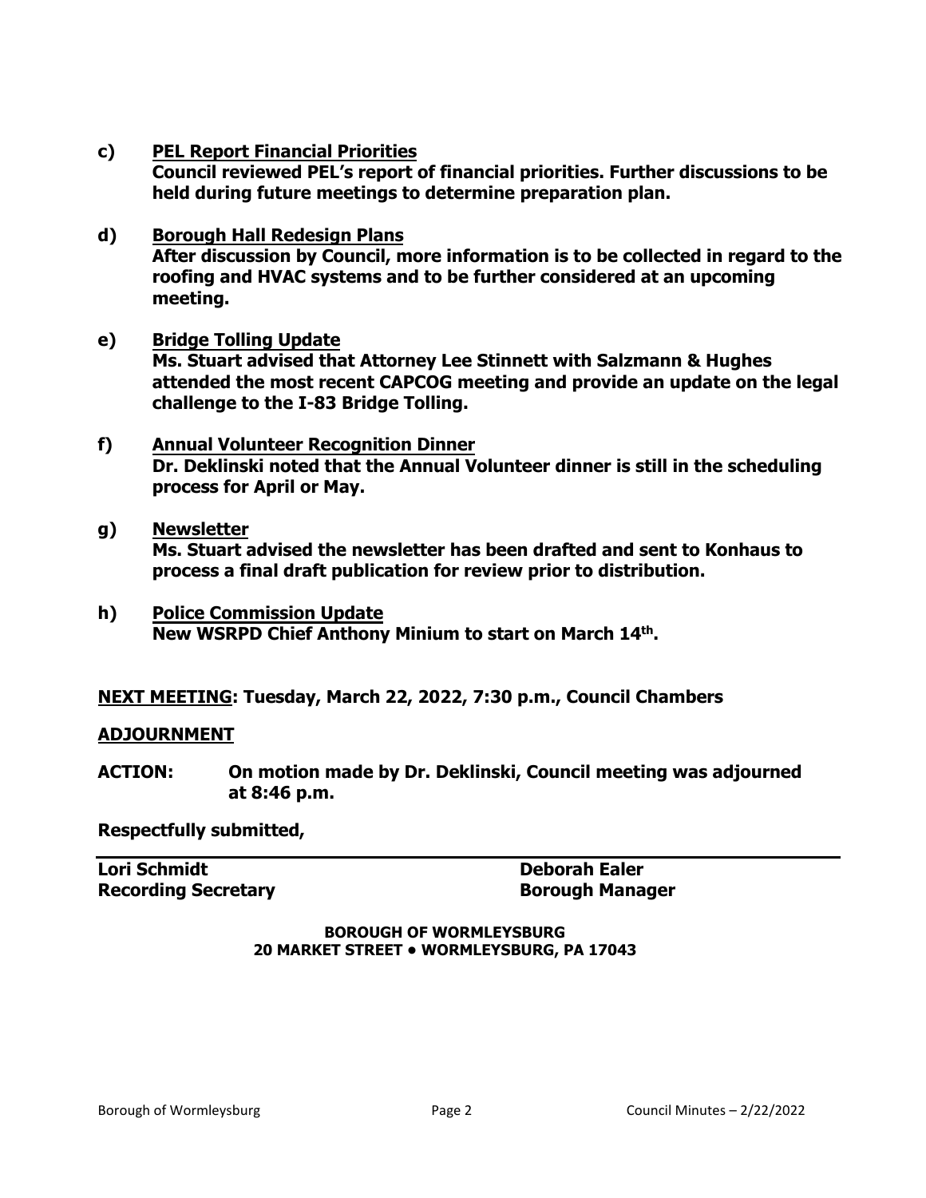**c) <u>PEL Report Financial Priorities</u>**
**Council reviewed PEL's report of financial priorities. Further discussions to be held during future meetings to determine preparation plan.**

**d) <u>Borough Hall Redesign Plans</u>**
**After discussion by Council, more information is to be collected in regard to the roofing and HVAC systems and to be further considered at an upcoming meeting.**

**e) <u>Bridge Tolling Update</u>**
**Ms. Stuart advised that Attorney Lee Stinnett with Salzmann & Hughes attended the most recent CAPCOG meeting and provide an update on the legal challenge to the I-83 Bridge Tolling.**

**f) <u>Annual Volunteer Recognition Dinner</u>**
**Dr. Deklinski noted that the Annual Volunteer dinner is still in the scheduling process for April or May.**

**g) <u>Newsletter</u>**
**Ms. Stuart advised the newsletter has been drafted and sent to Konhaus to process a final draft publication for review prior to distribution.**

**h) <u>Police Commission Update</u>**
**New WSRPD Chief Anthony Minium to start on March 14th.**

**<u>NEXT MEETING</u>: Tuesday, March 22, 2022, 7:30 p.m., Council Chambers**

**<u>ADJOURNMENT</u>**

**ACTION: On motion made by Dr. Deklinski, Council meeting was adjourned at 8:46 p.m.**

**Respectfully submitted,**

| | |
|---|---|
| **Lori Schmidt** | **Deborah Ealer** |
| **Recording Secretary** | **Borough Manager** |

**BOROUGH OF WORMLEYSBURG**
**20 MARKET STREET • WORMLEYSBURG, PA 17043**